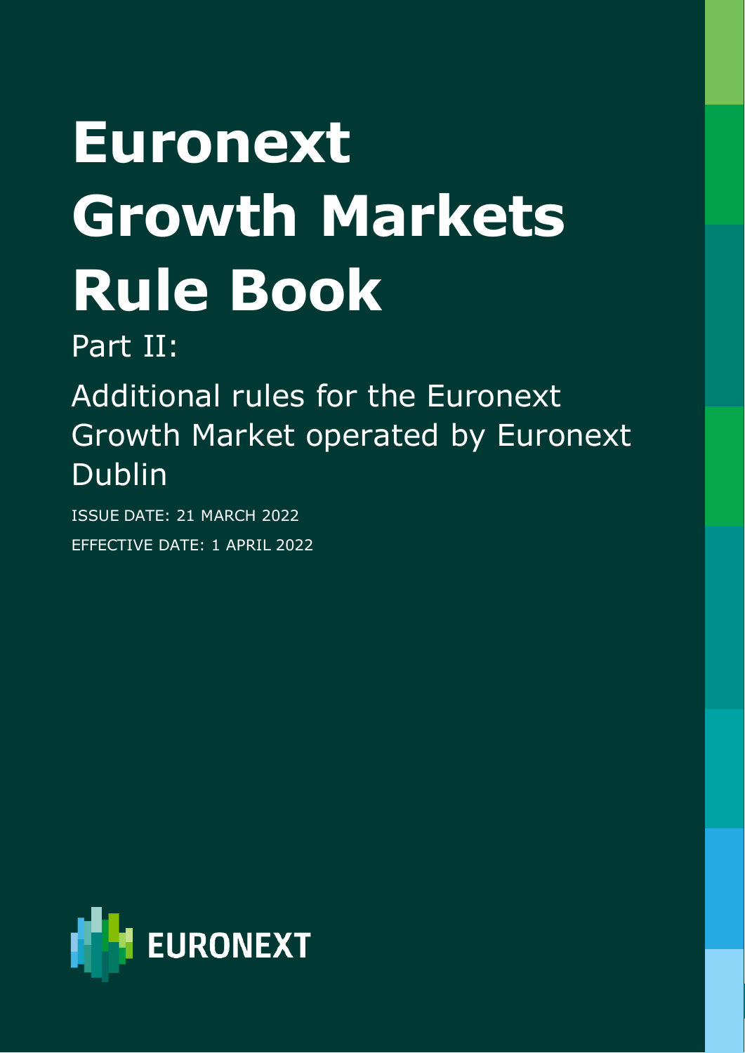# Euronext Growth Markets Rule Book

Part II:

Additional rules for the Euronext Growth Market operated by Euronext Dublin

ISSUE DATE: 21 MARCH 2022

EFFECTIVE DATE: 1 APRIL 2022

EURONEXT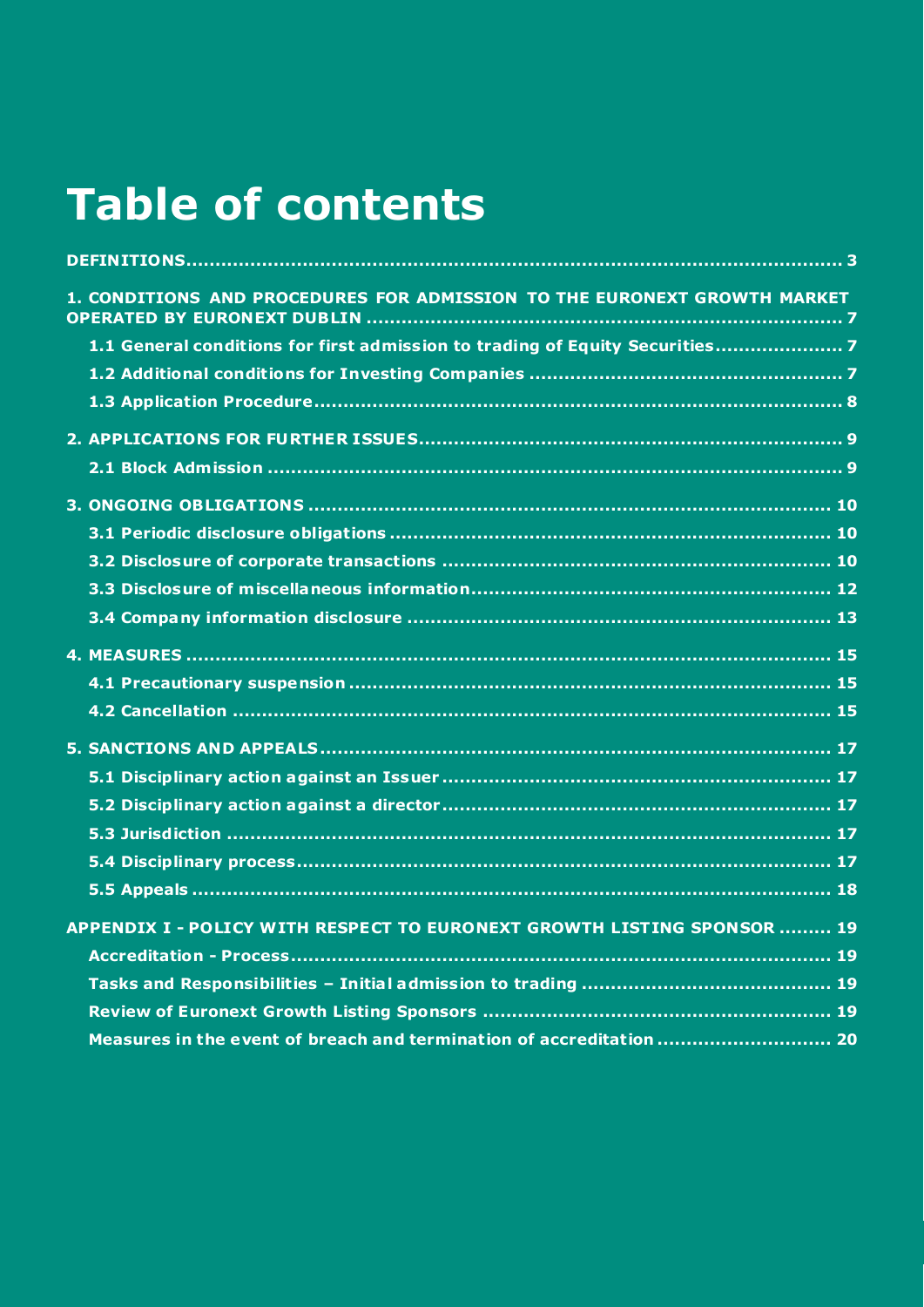# Table of contents

DEFINITIONS ..... 3

1. CONDITIONS AND PROCEDURES FOR ADMISSION TO THE EURONEXT GROWTH MARKET OPERATED BY EURONEXT DUBLIN ..... 7
   - 1.1 General conditions for first admission to trading of Equity Securities ..... 7
   - 1.2 Additional conditions for Investing Companies ..... 7
   - 1.3 Application Procedure ..... 8

2. APPLICATIONS FOR FURTHER ISSUES ..... 9
   - 2.1 Block Admission ..... 9

3. ONGOING OBLIGATIONS ..... 10
   - 3.1 Periodic disclosure obligations ..... 10
   - 3.2 Disclosure of corporate transactions ..... 10
   - 3.3 Disclosure of miscellaneous information ..... 12
   - 3.4 Company information disclosure ..... 13

4. MEASURES ..... 15
   - 4.1 Precautionary suspension ..... 15
   - 4.2 Cancellation ..... 15

5. SANCTIONS AND APPEALS ..... 17
   - 5.1 Disciplinary action against an Issuer ..... 17
   - 5.2 Disciplinary action against a director ..... 17
   - 5.3 Jurisdiction ..... 17
   - 5.4 Disciplinary process ..... 17
   - 5.5 Appeals ..... 18

APPENDIX I - POLICY WITH RESPECT TO EURONEXT GROWTH LISTING SPONSOR ..... 19
   - Accreditation - Process ..... 19
   - Tasks and Responsibilities – Initial admission to trading ..... 19
   - Review of Euronext Growth Listing Sponsors ..... 19
   - Measures in the event of breach and termination of accreditation ..... 20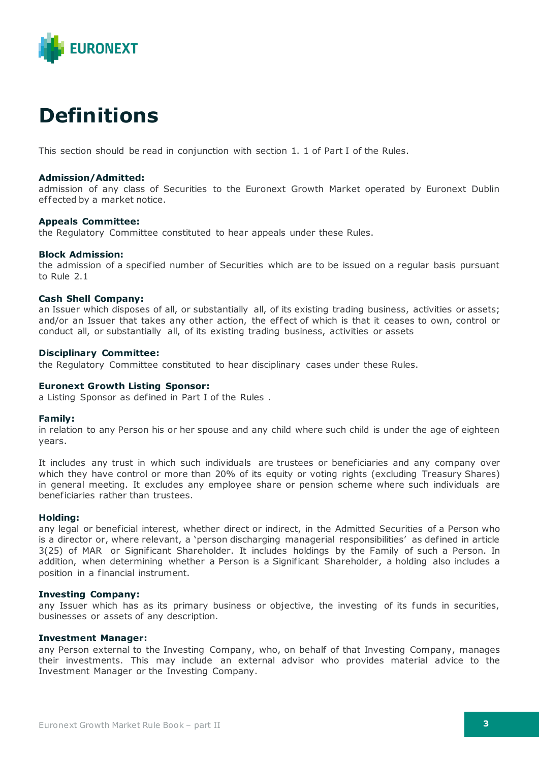# Definitions

This section should be read in conjunction with section 1. 1 of Part I of the Rules.

**Admission/Admitted:**
admission of any class of Securities to the Euronext Growth Market operated by Euronext Dublin effected by a market notice.

**Appeals Committee:**
the Regulatory Committee constituted to hear appeals under these Rules.

**Block Admission:**
the admission of a specified number of Securities which are to be issued on a regular basis pursuant to Rule 2.1

**Cash Shell Company:**
an Issuer which disposes of all, or substantially all, of its existing trading business, activities or assets; and/or an Issuer that takes any other action, the effect of which is that it ceases to own, control or conduct all, or substantially all, of its existing trading business, activities or assets

**Disciplinary Committee:**
the Regulatory Committee constituted to hear disciplinary cases under these Rules.

**Euronext Growth Listing Sponsor:**
a Listing Sponsor as defined in Part I of the Rules .

**Family:**
in relation to any Person his or her spouse and any child where such child is under the age of eighteen years.

It includes any trust in which such individuals are trustees or beneficiaries and any company over which they have control or more than 20% of its equity or voting rights (excluding Treasury Shares) in general meeting. It excludes any employee share or pension scheme where such individuals are beneficiaries rather than trustees.

**Holding:**
any legal or beneficial interest, whether direct or indirect, in the Admitted Securities of a Person who is a director or, where relevant, a 'person discharging managerial responsibilities' as defined in article 3(25) of MAR or Significant Shareholder. It includes holdings by the Family of such a Person. In addition, when determining whether a Person is a Significant Shareholder, a holding also includes a position in a financial instrument.

**Investing Company:**
any Issuer which has as its primary business or objective, the investing of its funds in securities, businesses or assets of any description.

**Investment Manager:**
any Person external to the Investing Company, who, on behalf of that Investing Company, manages their investments. This may include an external advisor who provides material advice to the Investment Manager or the Investing Company.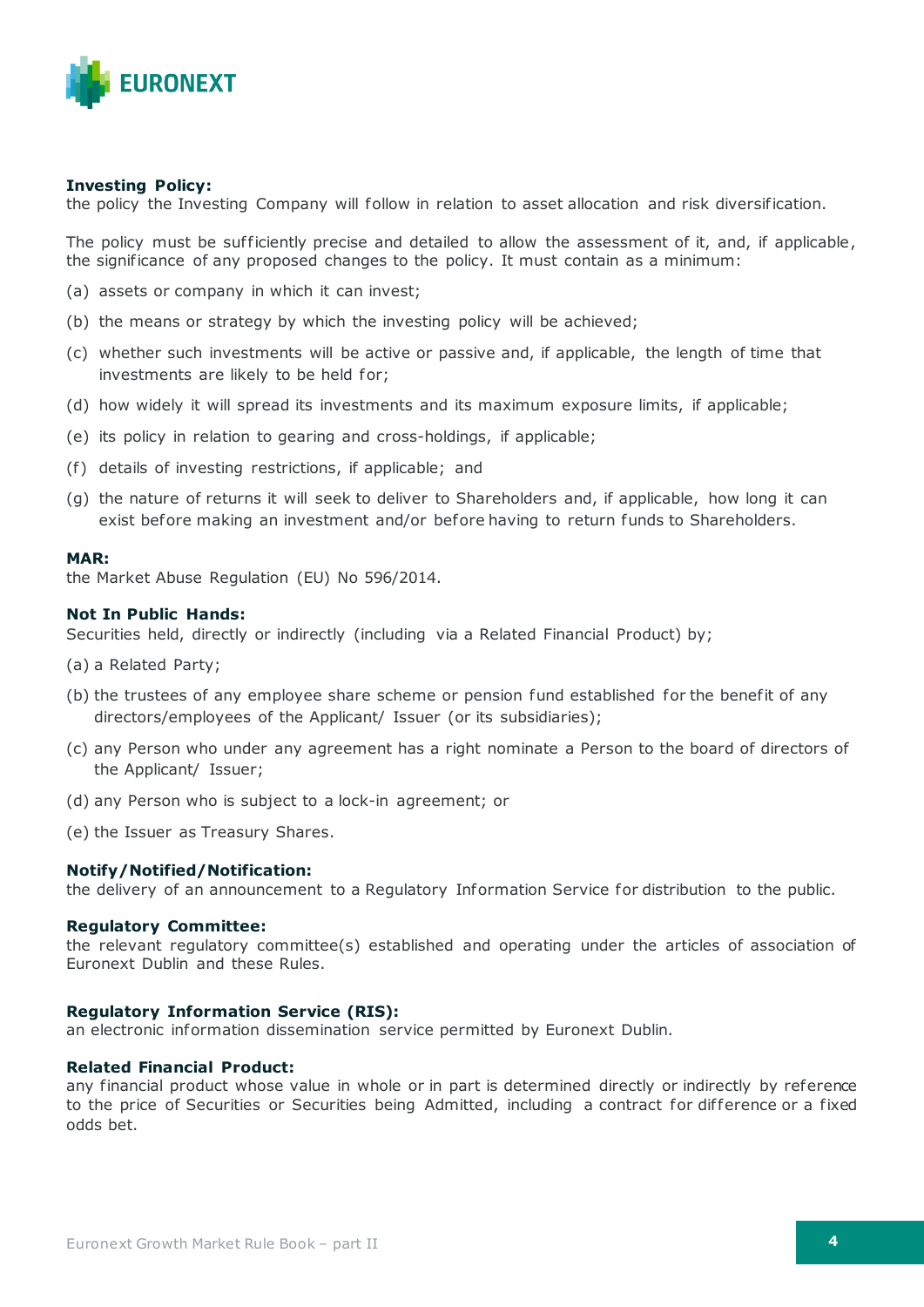**Investing Policy:**
the policy the Investing Company will follow in relation to asset allocation and risk diversification.

The policy must be sufficiently precise and detailed to allow the assessment of it, and, if applicable, the significance of any proposed changes to the policy. It must contain as a minimum:

(a) assets or company in which it can invest;

(b) the means or strategy by which the investing policy will be achieved;

(c) whether such investments will be active or passive and, if applicable, the length of time that investments are likely to be held for;

(d) how widely it will spread its investments and its maximum exposure limits, if applicable;

(e) its policy in relation to gearing and cross-holdings, if applicable;

(f) details of investing restrictions, if applicable; and

(g) the nature of returns it will seek to deliver to Shareholders and, if applicable, how long it can exist before making an investment and/or before having to return funds to Shareholders.

**MAR:**
the Market Abuse Regulation (EU) No 596/2014.

**Not In Public Hands:**
Securities held, directly or indirectly (including via a Related Financial Product) by;

(a) a Related Party;

(b) the trustees of any employee share scheme or pension fund established for the benefit of any directors/employees of the Applicant/ Issuer (or its subsidiaries);

(c) any Person who under any agreement has a right nominate a Person to the board of directors of the Applicant/ Issuer;

(d) any Person who is subject to a lock-in agreement; or

(e) the Issuer as Treasury Shares.

**Notify/Notified/Notification:**
the delivery of an announcement to a Regulatory Information Service for distribution to the public.

**Regulatory Committee:**
the relevant regulatory committee(s) established and operating under the articles of association of Euronext Dublin and these Rules.

**Regulatory Information Service (RIS):**
an electronic information dissemination service permitted by Euronext Dublin.

**Related Financial Product:**
any financial product whose value in whole or in part is determined directly or indirectly by reference to the price of Securities or Securities being Admitted, including a contract for difference or a fixed odds bet.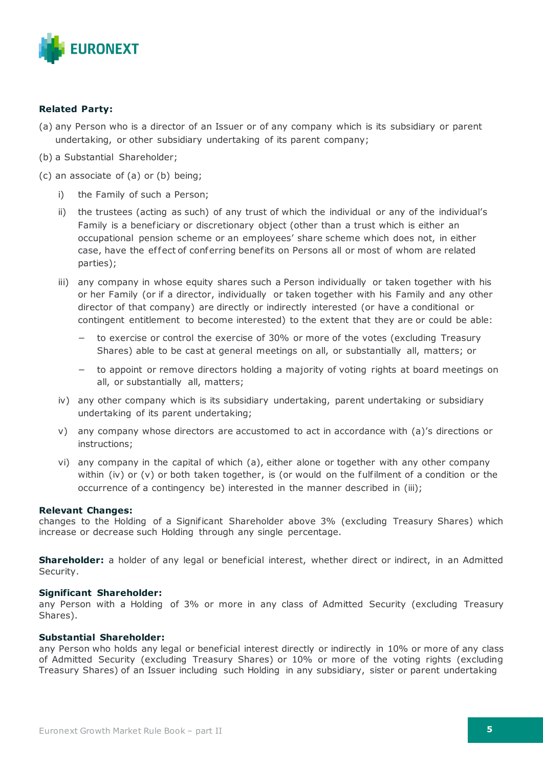**Related Party:**

(a) any Person who is a director of an Issuer or of any company which is its subsidiary or parent undertaking, or other subsidiary undertaking of its parent company;

(b) a Substantial Shareholder;

(c) an associate of (a) or (b) being;

i) the Family of such a Person;

ii) the trustees (acting as such) of any trust of which the individual or any of the individual's Family is a beneficiary or discretionary object (other than a trust which is either an occupational pension scheme or an employees' share scheme which does not, in either case, have the effect of conferring benefits on Persons all or most of whom are related parties);

iii) any company in whose equity shares such a Person individually or taken together with his or her Family (or if a director, individually or taken together with his Family and any other director of that company) are directly or indirectly interested (or have a conditional or contingent entitlement to become interested) to the extent that they are or could be able:

- to exercise or control the exercise of 30% or more of the votes (excluding Treasury Shares) able to be cast at general meetings on all, or substantially all, matters; or
- to appoint or remove directors holding a majority of voting rights at board meetings on all, or substantially all, matters;

iv) any other company which is its subsidiary undertaking, parent undertaking or subsidiary undertaking of its parent undertaking;

v) any company whose directors are accustomed to act in accordance with (a)'s directions or instructions;

vi) any company in the capital of which (a), either alone or together with any other company within (iv) or (v) or both taken together, is (or would on the fulfilment of a condition or the occurrence of a contingency be) interested in the manner described in (iii);

**Relevant Changes:**
changes to the Holding of a Significant Shareholder above 3% (excluding Treasury Shares) which increase or decrease such Holding through any single percentage.

**Shareholder:** a holder of any legal or beneficial interest, whether direct or indirect, in an Admitted Security.

**Significant Shareholder:**
any Person with a Holding of 3% or more in any class of Admitted Security (excluding Treasury Shares).

**Substantial Shareholder:**
any Person who holds any legal or beneficial interest directly or indirectly in 10% or more of any class of Admitted Security (excluding Treasury Shares) or 10% or more of the voting rights (excluding Treasury Shares) of an Issuer including such Holding in any subsidiary, sister or parent undertaking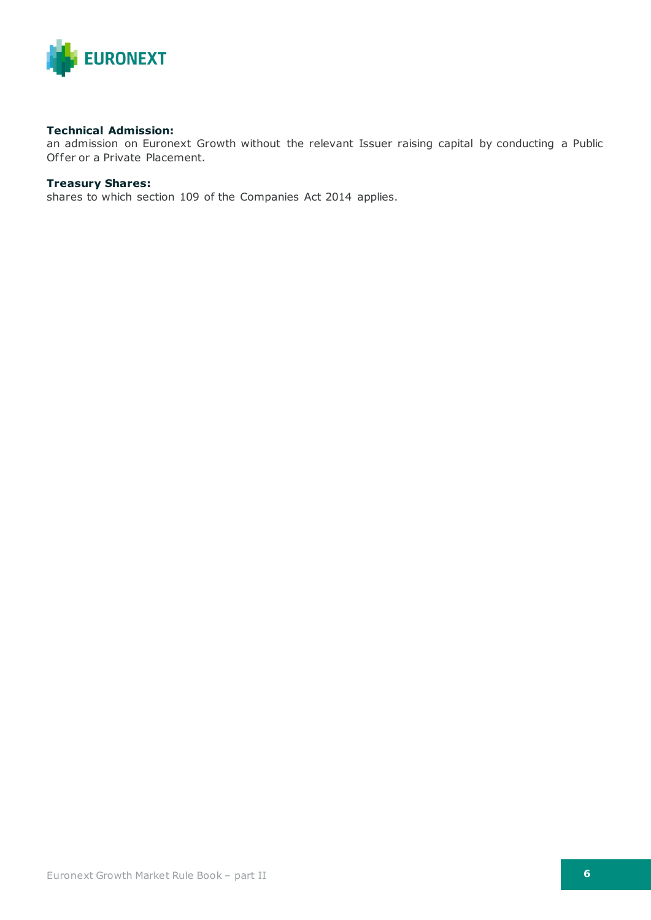**Technical Admission:**
an admission on Euronext Growth without the relevant Issuer raising capital by conducting a Public Offer or a Private Placement.

**Treasury Shares:**
shares to which section 109 of the Companies Act 2014 applies.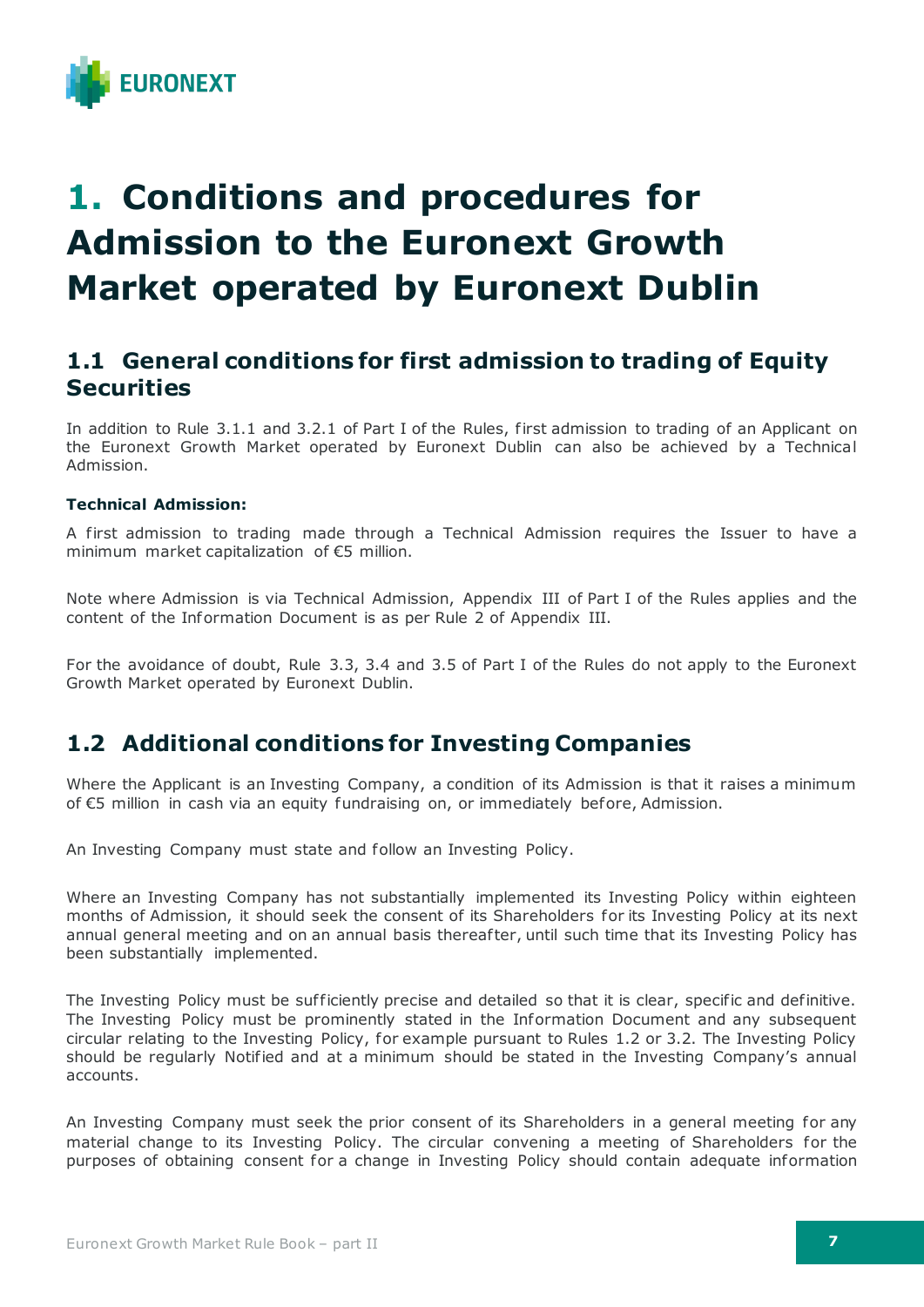# 1. Conditions and procedures for Admission to the Euronext Growth Market operated by Euronext Dublin

## 1.1 General conditions for first admission to trading of Equity Securities

In addition to Rule 3.1.1 and 3.2.1 of Part I of the Rules, first admission to trading of an Applicant on the Euronext Growth Market operated by Euronext Dublin can also be achieved by a Technical Admission.

**Technical Admission:**

A first admission to trading made through a Technical Admission requires the Issuer to have a minimum market capitalization of €5 million.

Note where Admission is via Technical Admission, Appendix III of Part I of the Rules applies and the content of the Information Document is as per Rule 2 of Appendix III.

For the avoidance of doubt, Rule 3.3, 3.4 and 3.5 of Part I of the Rules do not apply to the Euronext Growth Market operated by Euronext Dublin.

## 1.2 Additional conditions for Investing Companies

Where the Applicant is an Investing Company, a condition of its Admission is that it raises a minimum of €5 million in cash via an equity fundraising on, or immediately before, Admission.

An Investing Company must state and follow an Investing Policy.

Where an Investing Company has not substantially implemented its Investing Policy within eighteen months of Admission, it should seek the consent of its Shareholders for its Investing Policy at its next annual general meeting and on an annual basis thereafter, until such time that its Investing Policy has been substantially implemented.

The Investing Policy must be sufficiently precise and detailed so that it is clear, specific and definitive. The Investing Policy must be prominently stated in the Information Document and any subsequent circular relating to the Investing Policy, for example pursuant to Rules 1.2 or 3.2. The Investing Policy should be regularly Notified and at a minimum should be stated in the Investing Company's annual accounts.

An Investing Company must seek the prior consent of its Shareholders in a general meeting for any material change to its Investing Policy. The circular convening a meeting of Shareholders for the purposes of obtaining consent for a change in Investing Policy should contain adequate information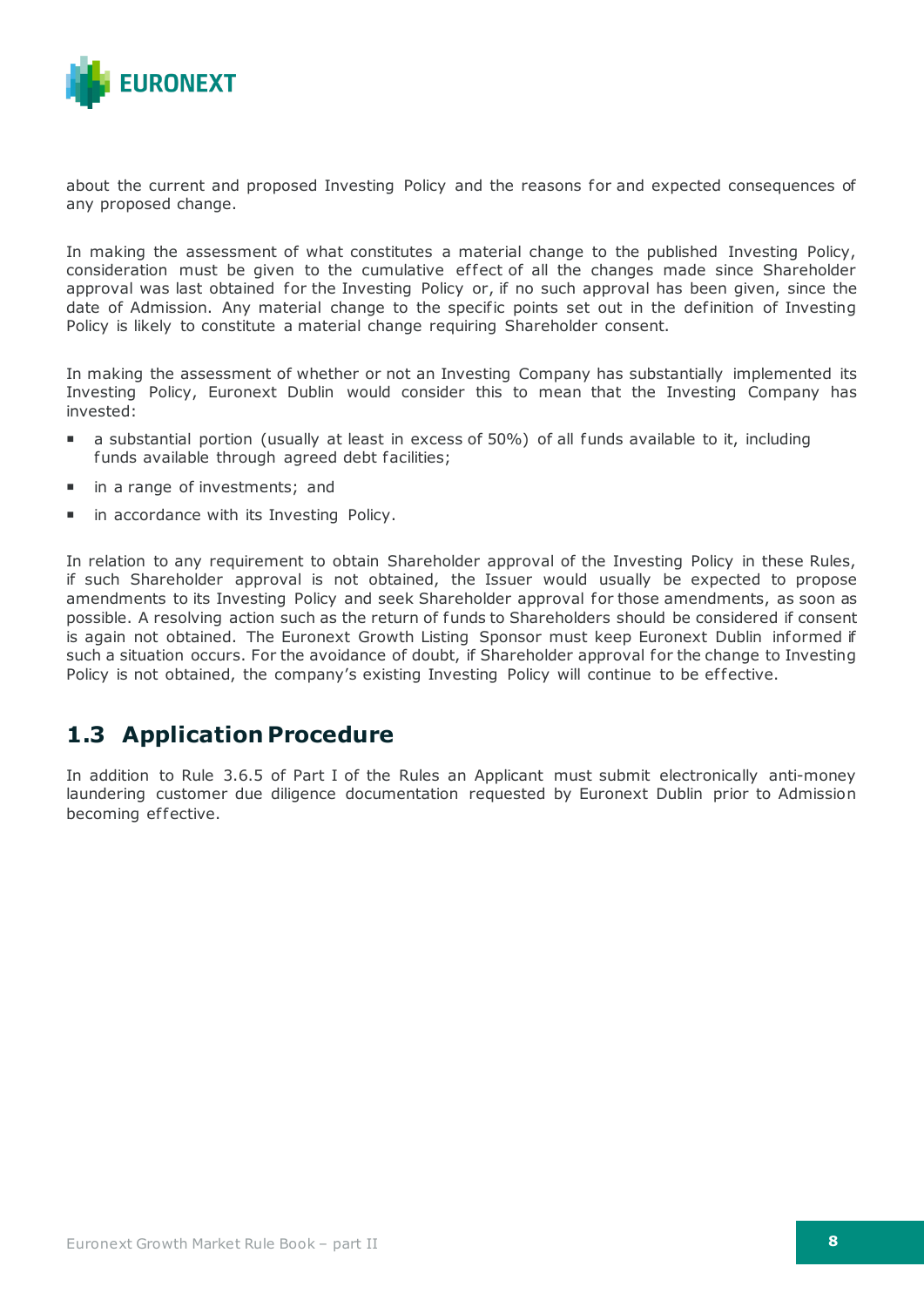about the current and proposed Investing Policy and the reasons for and expected consequences of any proposed change.

In making the assessment of what constitutes a material change to the published Investing Policy, consideration must be given to the cumulative effect of all the changes made since Shareholder approval was last obtained for the Investing Policy or, if no such approval has been given, since the date of Admission. Any material change to the specific points set out in the definition of Investing Policy is likely to constitute a material change requiring Shareholder consent.

In making the assessment of whether or not an Investing Company has substantially implemented its Investing Policy, Euronext Dublin would consider this to mean that the Investing Company has invested:

- a substantial portion (usually at least in excess of 50%) of all funds available to it, including funds available through agreed debt facilities;
- in a range of investments; and
- in accordance with its Investing Policy.

In relation to any requirement to obtain Shareholder approval of the Investing Policy in these Rules, if such Shareholder approval is not obtained, the Issuer would usually be expected to propose amendments to its Investing Policy and seek Shareholder approval for those amendments, as soon as possible. A resolving action such as the return of funds to Shareholders should be considered if consent is again not obtained. The Euronext Growth Listing Sponsor must keep Euronext Dublin informed if such a situation occurs. For the avoidance of doubt, if Shareholder approval for the change to Investing Policy is not obtained, the company's existing Investing Policy will continue to be effective.

## 1.3 Application Procedure

In addition to Rule 3.6.5 of Part I of the Rules an Applicant must submit electronically anti-money laundering customer due diligence documentation requested by Euronext Dublin prior to Admission becoming effective.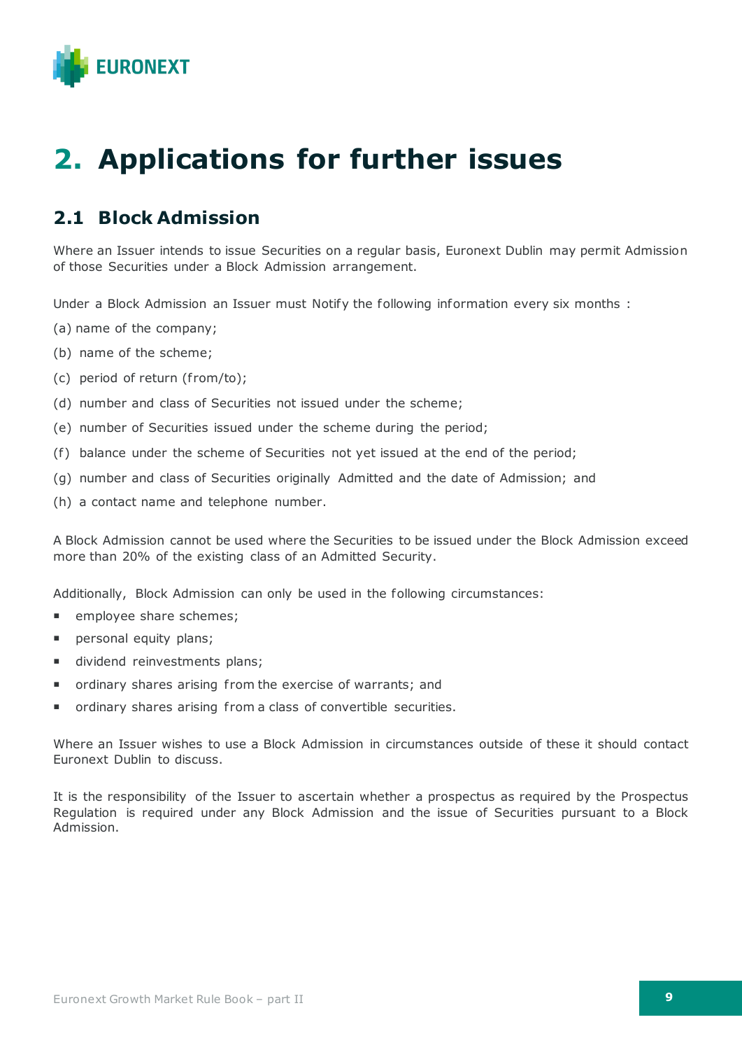# 2. Applications for further issues

## 2.1 Block Admission

Where an Issuer intends to issue Securities on a regular basis, Euronext Dublin may permit Admission of those Securities under a Block Admission arrangement.

Under a Block Admission an Issuer must Notify the following information every six months :

(a) name of the company;

(b) name of the scheme;

(c) period of return (from/to);

(d) number and class of Securities not issued under the scheme;

(e) number of Securities issued under the scheme during the period;

(f) balance under the scheme of Securities not yet issued at the end of the period;

(g) number and class of Securities originally Admitted and the date of Admission; and

(h) a contact name and telephone number.

A Block Admission cannot be used where the Securities to be issued under the Block Admission exceed more than 20% of the existing class of an Admitted Security.

Additionally, Block Admission can only be used in the following circumstances:

- employee share schemes;
- personal equity plans;
- dividend reinvestments plans;
- ordinary shares arising from the exercise of warrants; and
- ordinary shares arising from a class of convertible securities.

Where an Issuer wishes to use a Block Admission in circumstances outside of these it should contact Euronext Dublin to discuss.

It is the responsibility of the Issuer to ascertain whether a prospectus as required by the Prospectus Regulation is required under any Block Admission and the issue of Securities pursuant to a Block Admission.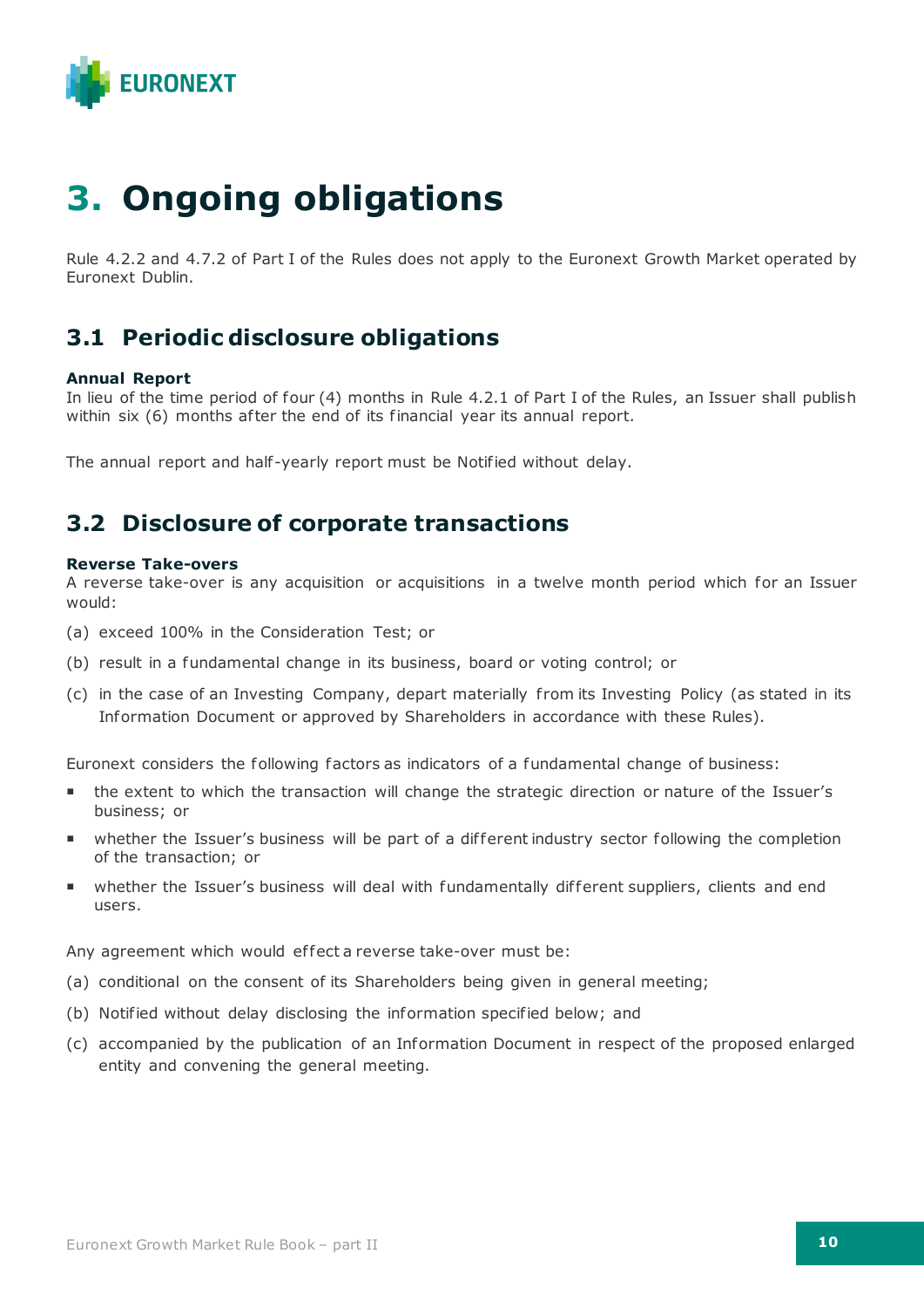# 3. Ongoing obligations

Rule 4.2.2 and 4.7.2 of Part I of the Rules does not apply to the Euronext Growth Market operated by Euronext Dublin.

## 3.1 Periodic disclosure obligations

**Annual Report**

In lieu of the time period of four (4) months in Rule 4.2.1 of Part I of the Rules, an Issuer shall publish within six (6) months after the end of its financial year its annual report.

The annual report and half-yearly report must be Notified without delay.

## 3.2 Disclosure of corporate transactions

**Reverse Take-overs**

A reverse take-over is any acquisition or acquisitions in a twelve month period which for an Issuer would:

(a) exceed 100% in the Consideration Test; or

(b) result in a fundamental change in its business, board or voting control; or

(c) in the case of an Investing Company, depart materially from its Investing Policy (as stated in its Information Document or approved by Shareholders in accordance with these Rules).

Euronext considers the following factors as indicators of a fundamental change of business:

- the extent to which the transaction will change the strategic direction or nature of the Issuer's business; or
- whether the Issuer's business will be part of a different industry sector following the completion of the transaction; or
- whether the Issuer's business will deal with fundamentally different suppliers, clients and end users.

Any agreement which would effect a reverse take-over must be:

(a) conditional on the consent of its Shareholders being given in general meeting;

(b) Notified without delay disclosing the information specified below; and

(c) accompanied by the publication of an Information Document in respect of the proposed enlarged entity and convening the general meeting.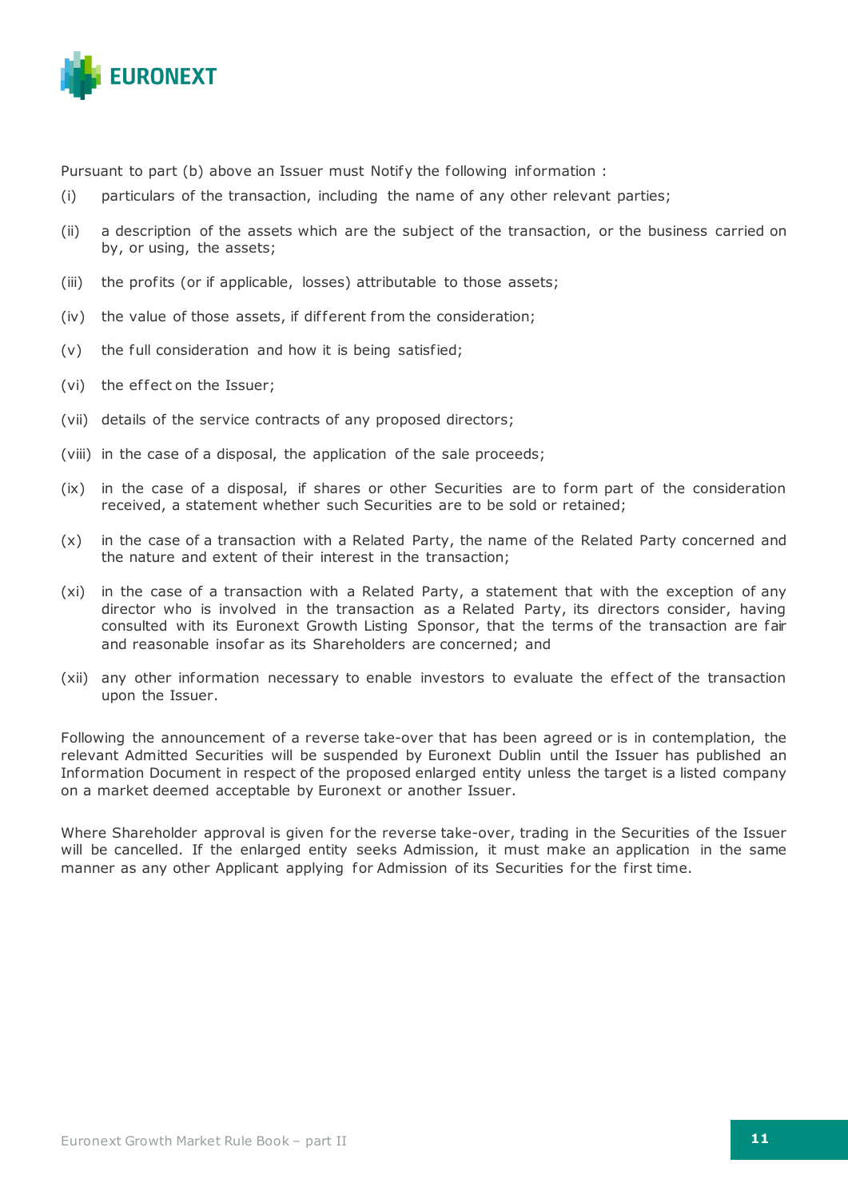Pursuant to part (b) above an Issuer must Notify the following information :

(i) particulars of the transaction, including the name of any other relevant parties;

(ii) a description of the assets which are the subject of the transaction, or the business carried on by, or using, the assets;

(iii) the profits (or if applicable, losses) attributable to those assets;

(iv) the value of those assets, if different from the consideration;

(v) the full consideration and how it is being satisfied;

(vi) the effect on the Issuer;

(vii) details of the service contracts of any proposed directors;

(viii) in the case of a disposal, the application of the sale proceeds;

(ix) in the case of a disposal, if shares or other Securities are to form part of the consideration received, a statement whether such Securities are to be sold or retained;

(x) in the case of a transaction with a Related Party, the name of the Related Party concerned and the nature and extent of their interest in the transaction;

(xi) in the case of a transaction with a Related Party, a statement that with the exception of any director who is involved in the transaction as a Related Party, its directors consider, having consulted with its Euronext Growth Listing Sponsor, that the terms of the transaction are fair and reasonable insofar as its Shareholders are concerned; and

(xii) any other information necessary to enable investors to evaluate the effect of the transaction upon the Issuer.

Following the announcement of a reverse take-over that has been agreed or is in contemplation, the relevant Admitted Securities will be suspended by Euronext Dublin until the Issuer has published an Information Document in respect of the proposed enlarged entity unless the target is a listed company on a market deemed acceptable by Euronext or another Issuer.

Where Shareholder approval is given for the reverse take-over, trading in the Securities of the Issuer will be cancelled. If the enlarged entity seeks Admission, it must make an application in the same manner as any other Applicant applying for Admission of its Securities for the first time.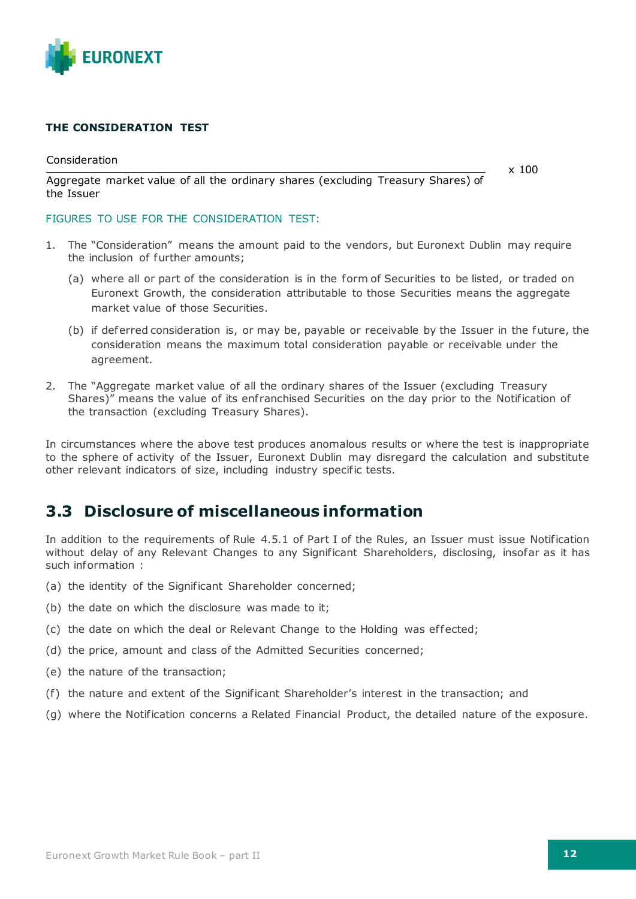**THE CONSIDERATION TEST**

$$\frac{\text{Consideration}}{\text{Aggregate market value of all the ordinary shares (excluding Treasury Shares) of the Issuer}} \times 100$$

FIGURES TO USE FOR THE CONSIDERATION TEST:

1. The "Consideration" means the amount paid to the vendors, but Euronext Dublin may require the inclusion of further amounts;
   (a) where all or part of the consideration is in the form of Securities to be listed, or traded on Euronext Growth, the consideration attributable to those Securities means the aggregate market value of those Securities.
   (b) if deferred consideration is, or may be, payable or receivable by the Issuer in the future, the consideration means the maximum total consideration payable or receivable under the agreement.
2. The "Aggregate market value of all the ordinary shares of the Issuer (excluding Treasury Shares)" means the value of its enfranchised Securities on the day prior to the Notification of the transaction (excluding Treasury Shares).

In circumstances where the above test produces anomalous results or where the test is inappropriate to the sphere of activity of the Issuer, Euronext Dublin may disregard the calculation and substitute other relevant indicators of size, including industry specific tests.

## 3.3 Disclosure of miscellaneous information

In addition to the requirements of Rule 4.5.1 of Part I of the Rules, an Issuer must issue Notification without delay of any Relevant Changes to any Significant Shareholders, disclosing, insofar as it has such information :

(a) the identity of the Significant Shareholder concerned;

(b) the date on which the disclosure was made to it;

(c) the date on which the deal or Relevant Change to the Holding was effected;

(d) the price, amount and class of the Admitted Securities concerned;

(e) the nature of the transaction;

(f) the nature and extent of the Significant Shareholder's interest in the transaction; and

(g) where the Notification concerns a Related Financial Product, the detailed nature of the exposure.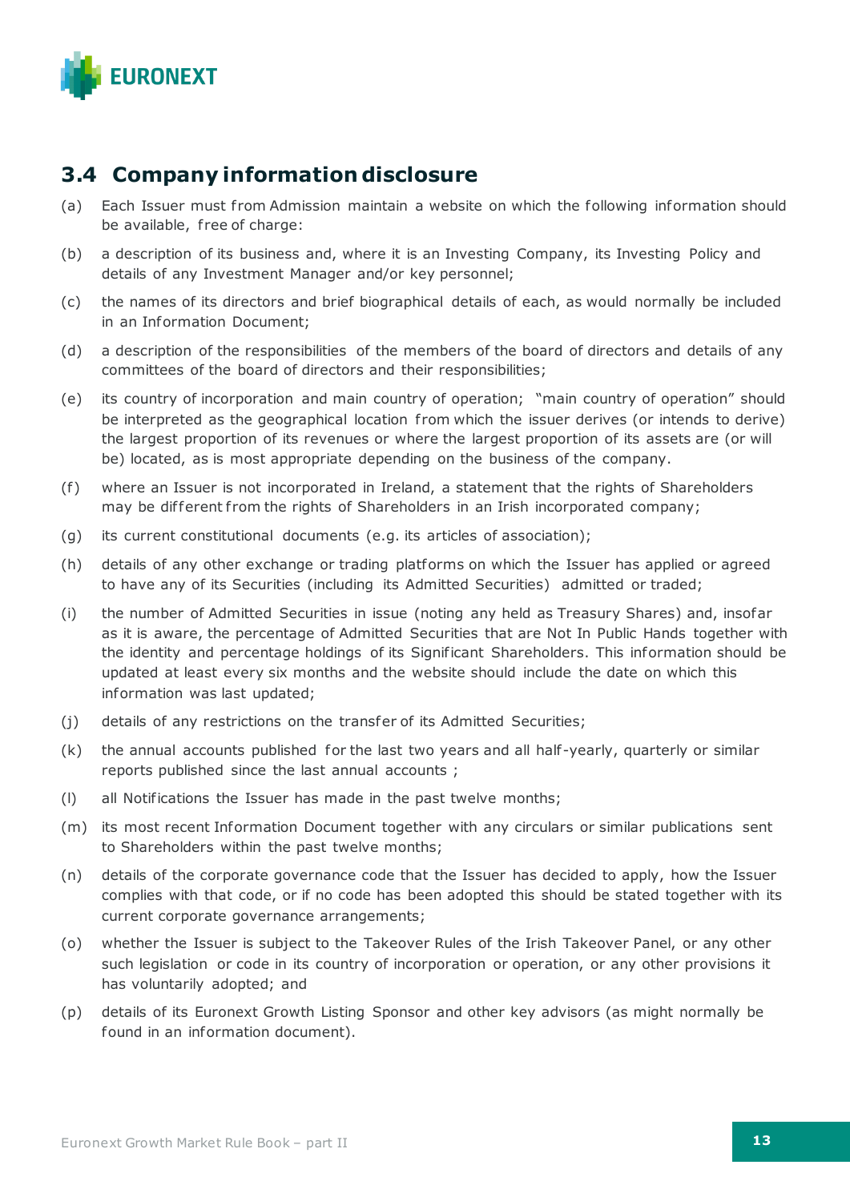## 3.4 Company information disclosure

(a) Each Issuer must from Admission maintain a website on which the following information should be available, free of charge:

(b) a description of its business and, where it is an Investing Company, its Investing Policy and details of any Investment Manager and/or key personnel;

(c) the names of its directors and brief biographical details of each, as would normally be included in an Information Document;

(d) a description of the responsibilities of the members of the board of directors and details of any committees of the board of directors and their responsibilities;

(e) its country of incorporation and main country of operation; "main country of operation" should be interpreted as the geographical location from which the issuer derives (or intends to derive) the largest proportion of its revenues or where the largest proportion of its assets are (or will be) located, as is most appropriate depending on the business of the company.

(f) where an Issuer is not incorporated in Ireland, a statement that the rights of Shareholders may be different from the rights of Shareholders in an Irish incorporated company;

(g) its current constitutional documents (e.g. its articles of association);

(h) details of any other exchange or trading platforms on which the Issuer has applied or agreed to have any of its Securities (including its Admitted Securities) admitted or traded;

(i) the number of Admitted Securities in issue (noting any held as Treasury Shares) and, insofar as it is aware, the percentage of Admitted Securities that are Not In Public Hands together with the identity and percentage holdings of its Significant Shareholders. This information should be updated at least every six months and the website should include the date on which this information was last updated;

(j) details of any restrictions on the transfer of its Admitted Securities;

(k) the annual accounts published for the last two years and all half-yearly, quarterly or similar reports published since the last annual accounts ;

(l) all Notifications the Issuer has made in the past twelve months;

(m) its most recent Information Document together with any circulars or similar publications sent to Shareholders within the past twelve months;

(n) details of the corporate governance code that the Issuer has decided to apply, how the Issuer complies with that code, or if no code has been adopted this should be stated together with its current corporate governance arrangements;

(o) whether the Issuer is subject to the Takeover Rules of the Irish Takeover Panel, or any other such legislation or code in its country of incorporation or operation, or any other provisions it has voluntarily adopted; and

(p) details of its Euronext Growth Listing Sponsor and other key advisors (as might normally be found in an information document).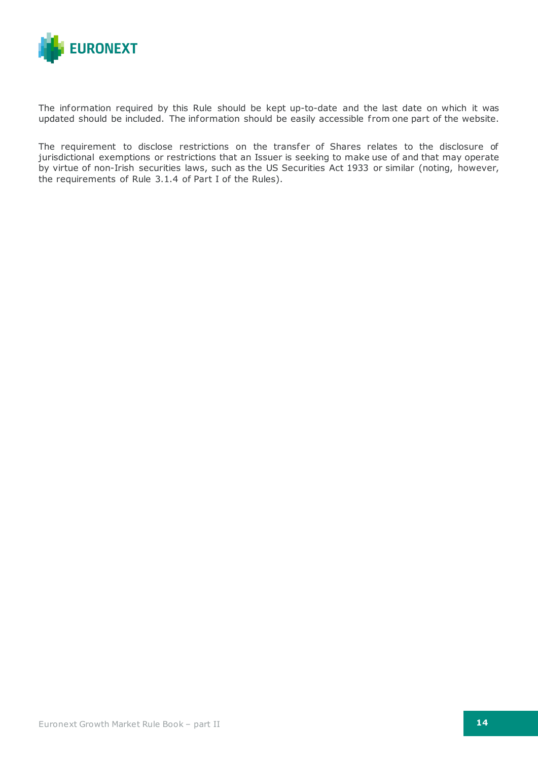The information required by this Rule should be kept up-to-date and the last date on which it was updated should be included. The information should be easily accessible from one part of the website.

The requirement to disclose restrictions on the transfer of Shares relates to the disclosure of jurisdictional exemptions or restrictions that an Issuer is seeking to make use of and that may operate by virtue of non-Irish securities laws, such as the US Securities Act 1933 or similar (noting, however, the requirements of Rule 3.1.4 of Part I of the Rules).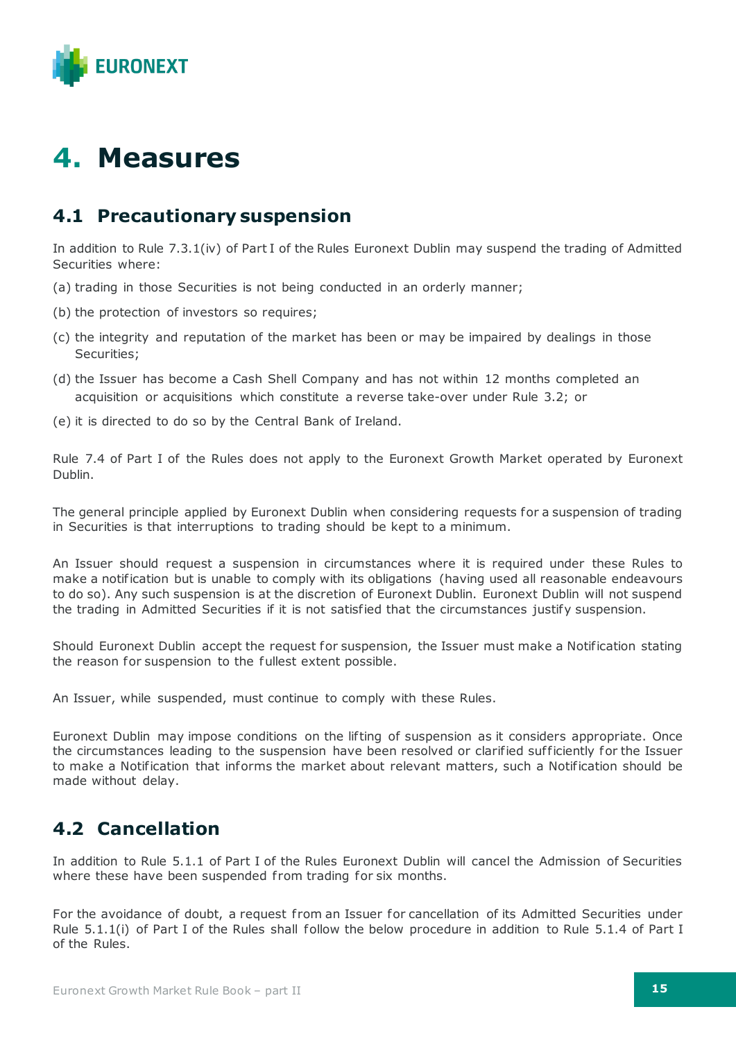# 4. Measures

## 4.1 Precautionary suspension

In addition to Rule 7.3.1(iv) of Part I of the Rules Euronext Dublin may suspend the trading of Admitted Securities where:

(a) trading in those Securities is not being conducted in an orderly manner;

(b) the protection of investors so requires;

(c) the integrity and reputation of the market has been or may be impaired by dealings in those Securities;

(d) the Issuer has become a Cash Shell Company and has not within 12 months completed an acquisition or acquisitions which constitute a reverse take-over under Rule 3.2; or

(e) it is directed to do so by the Central Bank of Ireland.

Rule 7.4 of Part I of the Rules does not apply to the Euronext Growth Market operated by Euronext Dublin.

The general principle applied by Euronext Dublin when considering requests for a suspension of trading in Securities is that interruptions to trading should be kept to a minimum.

An Issuer should request a suspension in circumstances where it is required under these Rules to make a notification but is unable to comply with its obligations (having used all reasonable endeavours to do so). Any such suspension is at the discretion of Euronext Dublin. Euronext Dublin will not suspend the trading in Admitted Securities if it is not satisfied that the circumstances justify suspension.

Should Euronext Dublin accept the request for suspension, the Issuer must make a Notification stating the reason for suspension to the fullest extent possible.

An Issuer, while suspended, must continue to comply with these Rules.

Euronext Dublin may impose conditions on the lifting of suspension as it considers appropriate. Once the circumstances leading to the suspension have been resolved or clarified sufficiently for the Issuer to make a Notification that informs the market about relevant matters, such a Notification should be made without delay.

## 4.2 Cancellation

In addition to Rule 5.1.1 of Part I of the Rules Euronext Dublin will cancel the Admission of Securities where these have been suspended from trading for six months.

For the avoidance of doubt, a request from an Issuer for cancellation of its Admitted Securities under Rule 5.1.1(i) of Part I of the Rules shall follow the below procedure in addition to Rule 5.1.4 of Part I of the Rules.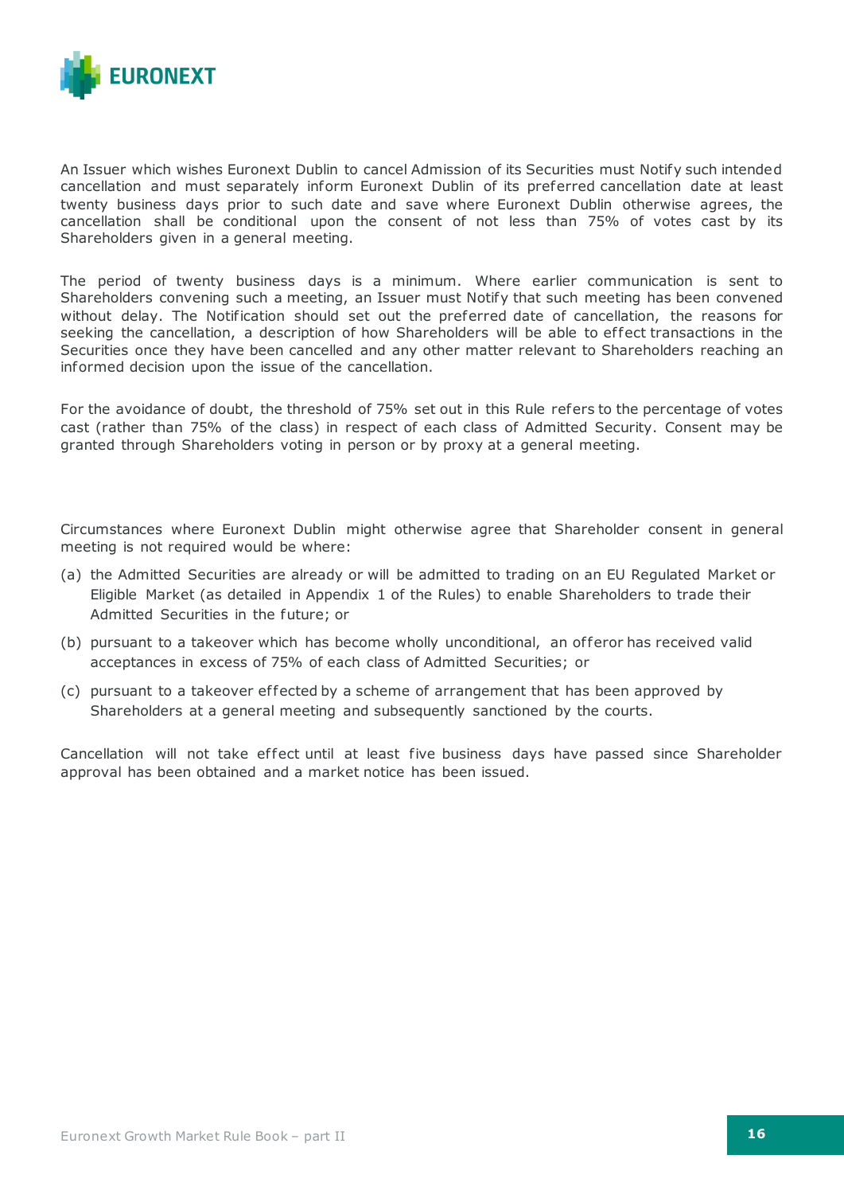An Issuer which wishes Euronext Dublin to cancel Admission of its Securities must Notify such intended cancellation and must separately inform Euronext Dublin of its preferred cancellation date at least twenty business days prior to such date and save where Euronext Dublin otherwise agrees, the cancellation shall be conditional upon the consent of not less than 75% of votes cast by its Shareholders given in a general meeting.

The period of twenty business days is a minimum. Where earlier communication is sent to Shareholders convening such a meeting, an Issuer must Notify that such meeting has been convened without delay. The Notification should set out the preferred date of cancellation, the reasons for seeking the cancellation, a description of how Shareholders will be able to effect transactions in the Securities once they have been cancelled and any other matter relevant to Shareholders reaching an informed decision upon the issue of the cancellation.

For the avoidance of doubt, the threshold of 75% set out in this Rule refers to the percentage of votes cast (rather than 75% of the class) in respect of each class of Admitted Security. Consent may be granted through Shareholders voting in person or by proxy at a general meeting.

Circumstances where Euronext Dublin might otherwise agree that Shareholder consent in general meeting is not required would be where:

(a) the Admitted Securities are already or will be admitted to trading on an EU Regulated Market or Eligible Market (as detailed in Appendix 1 of the Rules) to enable Shareholders to trade their Admitted Securities in the future; or

(b) pursuant to a takeover which has become wholly unconditional, an offeror has received valid acceptances in excess of 75% of each class of Admitted Securities; or

(c) pursuant to a takeover effected by a scheme of arrangement that has been approved by Shareholders at a general meeting and subsequently sanctioned by the courts.

Cancellation will not take effect until at least five business days have passed since Shareholder approval has been obtained and a market notice has been issued.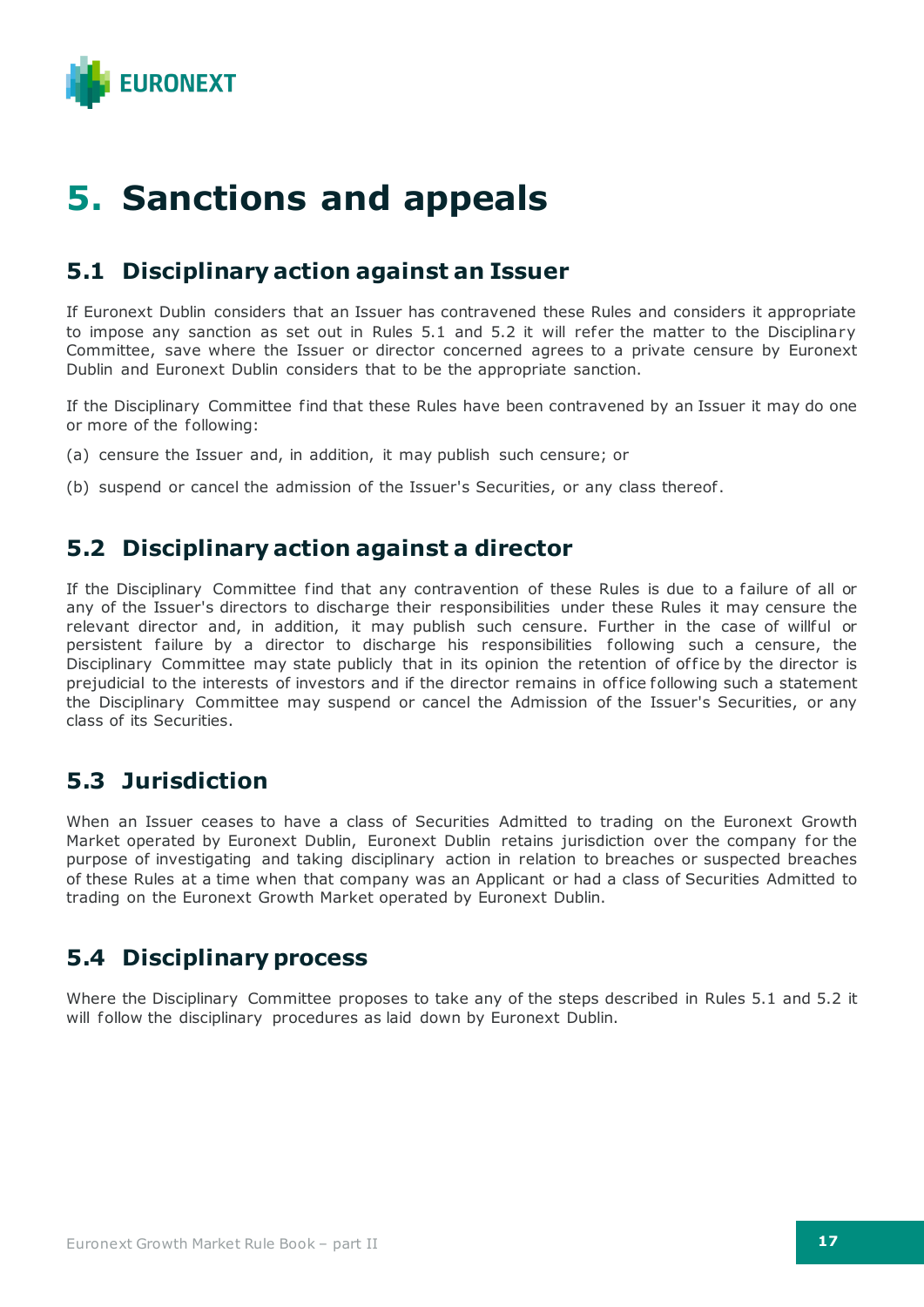# 5. Sanctions and appeals

## 5.1 Disciplinary action against an Issuer

If Euronext Dublin considers that an Issuer has contravened these Rules and considers it appropriate to impose any sanction as set out in Rules 5.1 and 5.2 it will refer the matter to the Disciplinary Committee, save where the Issuer or director concerned agrees to a private censure by Euronext Dublin and Euronext Dublin considers that to be the appropriate sanction.

If the Disciplinary Committee find that these Rules have been contravened by an Issuer it may do one or more of the following:

(a) censure the Issuer and, in addition, it may publish such censure; or

(b) suspend or cancel the admission of the Issuer's Securities, or any class thereof.

## 5.2 Disciplinary action against a director

If the Disciplinary Committee find that any contravention of these Rules is due to a failure of all or any of the Issuer's directors to discharge their responsibilities under these Rules it may censure the relevant director and, in addition, it may publish such censure. Further in the case of willful or persistent failure by a director to discharge his responsibilities following such a censure, the Disciplinary Committee may state publicly that in its opinion the retention of office by the director is prejudicial to the interests of investors and if the director remains in office following such a statement the Disciplinary Committee may suspend or cancel the Admission of the Issuer's Securities, or any class of its Securities.

## 5.3 Jurisdiction

When an Issuer ceases to have a class of Securities Admitted to trading on the Euronext Growth Market operated by Euronext Dublin, Euronext Dublin retains jurisdiction over the company for the purpose of investigating and taking disciplinary action in relation to breaches or suspected breaches of these Rules at a time when that company was an Applicant or had a class of Securities Admitted to trading on the Euronext Growth Market operated by Euronext Dublin.

## 5.4 Disciplinary process

Where the Disciplinary Committee proposes to take any of the steps described in Rules 5.1 and 5.2 it will follow the disciplinary procedures as laid down by Euronext Dublin.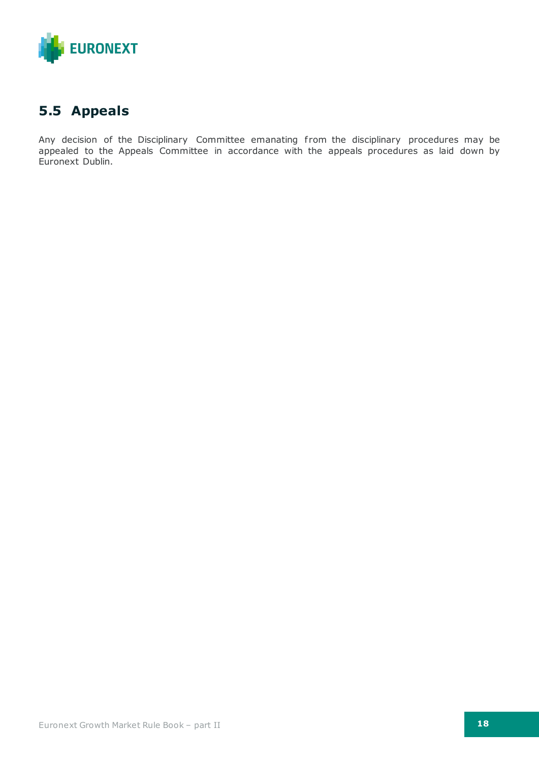## 5.5 Appeals

Any decision of the Disciplinary Committee emanating from the disciplinary procedures may be appealed to the Appeals Committee in accordance with the appeals procedures as laid down by Euronext Dublin.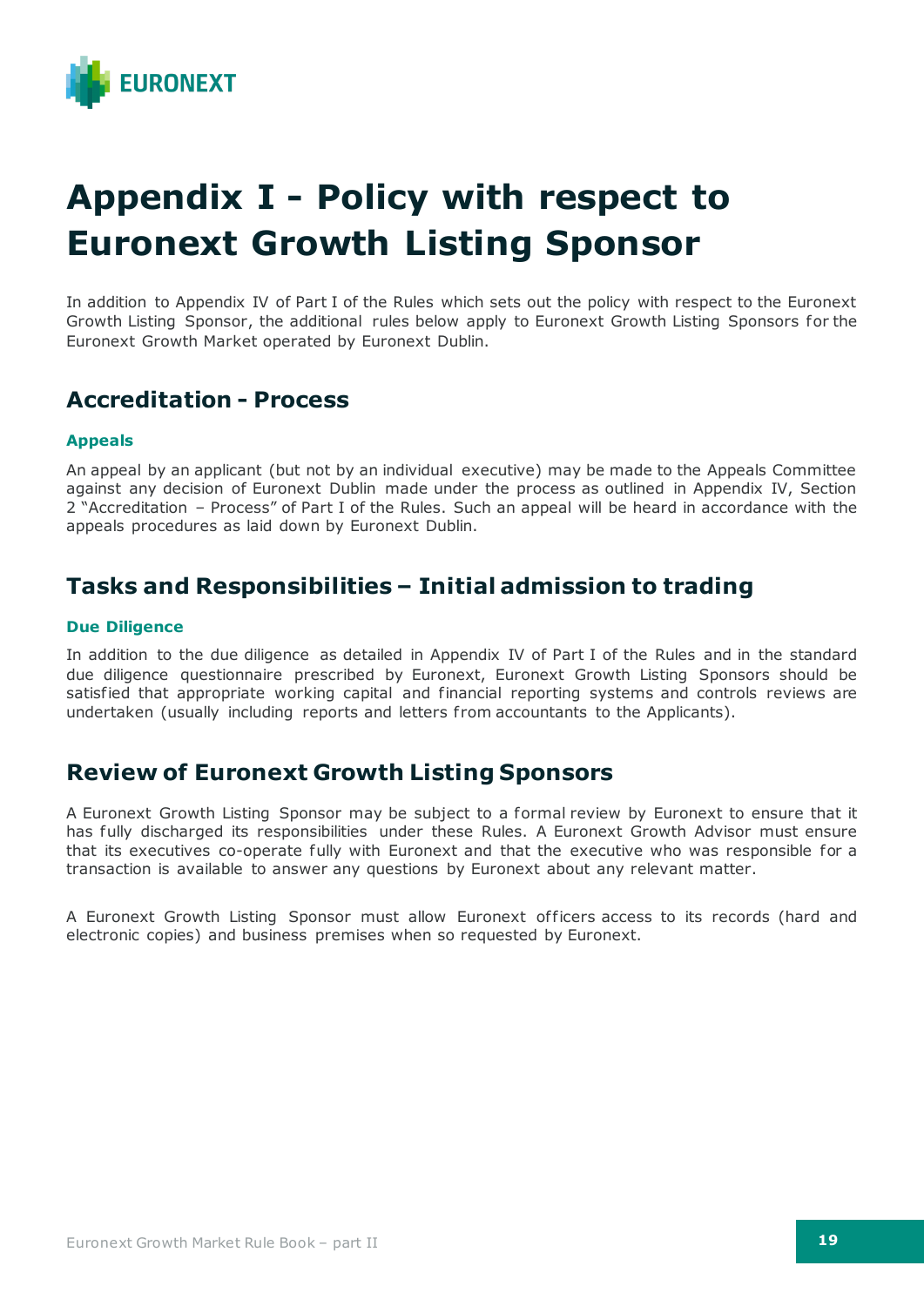# Appendix I - Policy with respect to Euronext Growth Listing Sponsor

In addition to Appendix IV of Part I of the Rules which sets out the policy with respect to the Euronext Growth Listing Sponsor, the additional rules below apply to Euronext Growth Listing Sponsors for the Euronext Growth Market operated by Euronext Dublin.

## Accreditation - Process

### Appeals

An appeal by an applicant (but not by an individual executive) may be made to the Appeals Committee against any decision of Euronext Dublin made under the process as outlined in Appendix IV, Section 2 "Accreditation – Process" of Part I of the Rules. Such an appeal will be heard in accordance with the appeals procedures as laid down by Euronext Dublin.

## Tasks and Responsibilities – Initial admission to trading

### Due Diligence

In addition to the due diligence as detailed in Appendix IV of Part I of the Rules and in the standard due diligence questionnaire prescribed by Euronext, Euronext Growth Listing Sponsors should be satisfied that appropriate working capital and financial reporting systems and controls reviews are undertaken (usually including reports and letters from accountants to the Applicants).

## Review of Euronext Growth Listing Sponsors

A Euronext Growth Listing Sponsor may be subject to a formal review by Euronext to ensure that it has fully discharged its responsibilities under these Rules. A Euronext Growth Advisor must ensure that its executives co-operate fully with Euronext and that the executive who was responsible for a transaction is available to answer any questions by Euronext about any relevant matter.

A Euronext Growth Listing Sponsor must allow Euronext officers access to its records (hard and electronic copies) and business premises when so requested by Euronext.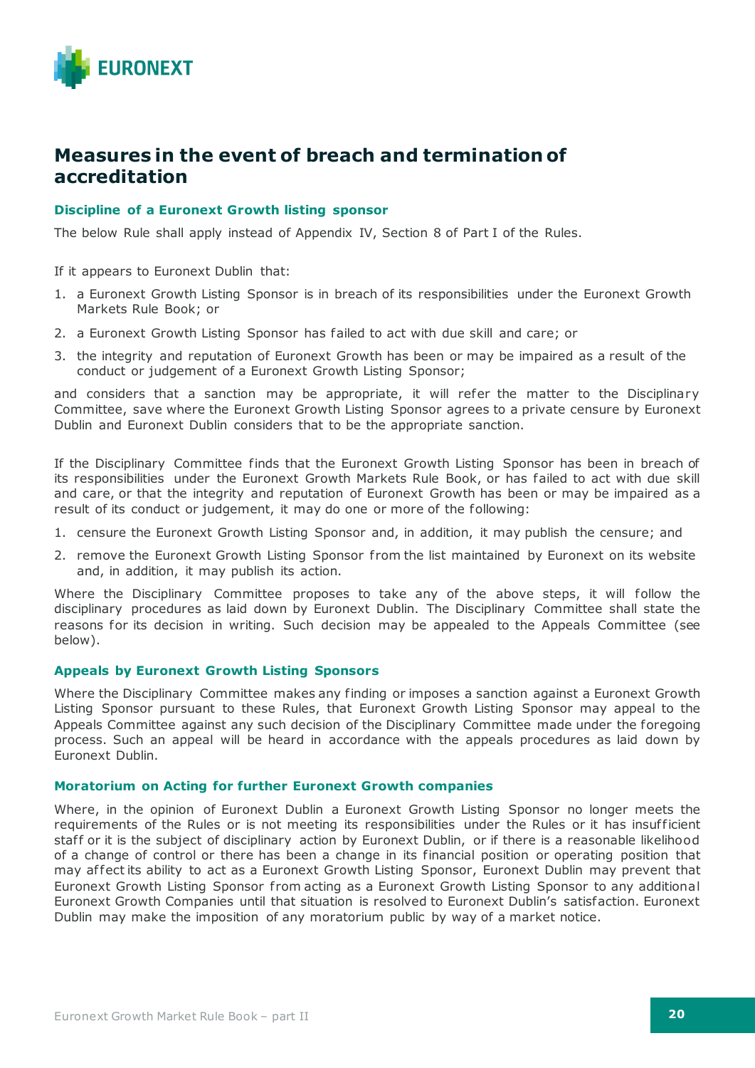# Measures in the event of breach and termination of accreditation

### Discipline of a Euronext Growth listing sponsor

The below Rule shall apply instead of Appendix IV, Section 8 of Part I of the Rules.

If it appears to Euronext Dublin that:

1. a Euronext Growth Listing Sponsor is in breach of its responsibilities under the Euronext Growth Markets Rule Book; or
2. a Euronext Growth Listing Sponsor has failed to act with due skill and care; or
3. the integrity and reputation of Euronext Growth has been or may be impaired as a result of the conduct or judgement of a Euronext Growth Listing Sponsor;

and considers that a sanction may be appropriate, it will refer the matter to the Disciplinary Committee, save where the Euronext Growth Listing Sponsor agrees to a private censure by Euronext Dublin and Euronext Dublin considers that to be the appropriate sanction.

If the Disciplinary Committee finds that the Euronext Growth Listing Sponsor has been in breach of its responsibilities under the Euronext Growth Markets Rule Book, or has failed to act with due skill and care, or that the integrity and reputation of Euronext Growth has been or may be impaired as a result of its conduct or judgement, it may do one or more of the following:

1. censure the Euronext Growth Listing Sponsor and, in addition, it may publish the censure; and
2. remove the Euronext Growth Listing Sponsor from the list maintained by Euronext on its website and, in addition, it may publish its action.

Where the Disciplinary Committee proposes to take any of the above steps, it will follow the disciplinary procedures as laid down by Euronext Dublin. The Disciplinary Committee shall state the reasons for its decision in writing. Such decision may be appealed to the Appeals Committee (see below).

### Appeals by Euronext Growth Listing Sponsors

Where the Disciplinary Committee makes any finding or imposes a sanction against a Euronext Growth Listing Sponsor pursuant to these Rules, that Euronext Growth Listing Sponsor may appeal to the Appeals Committee against any such decision of the Disciplinary Committee made under the foregoing process. Such an appeal will be heard in accordance with the appeals procedures as laid down by Euronext Dublin.

### Moratorium on Acting for further Euronext Growth companies

Where, in the opinion of Euronext Dublin a Euronext Growth Listing Sponsor no longer meets the requirements of the Rules or is not meeting its responsibilities under the Rules or it has insufficient staff or it is the subject of disciplinary action by Euronext Dublin, or if there is a reasonable likelihood of a change of control or there has been a change in its financial position or operating position that may affect its ability to act as a Euronext Growth Listing Sponsor, Euronext Dublin may prevent that Euronext Growth Listing Sponsor from acting as a Euronext Growth Listing Sponsor to any additional Euronext Growth Companies until that situation is resolved to Euronext Dublin's satisfaction. Euronext Dublin may make the imposition of any moratorium public by way of a market notice.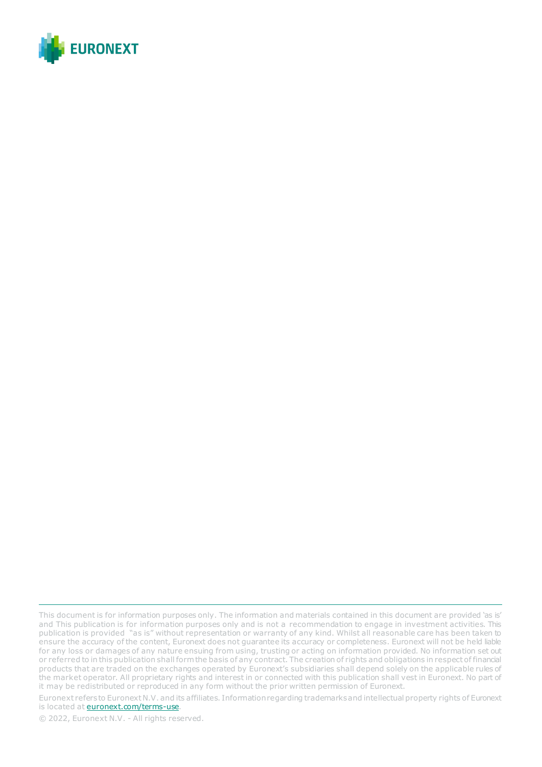This document is for information purposes only. The information and materials contained in this document are provided 'as is' and This publication is for information purposes only and is not a recommendation to engage in investment activities. This publication is provided "as is" without representation or warranty of any kind. Whilst all reasonable care has been taken to ensure the accuracy of the content, Euronext does not guarantee its accuracy or completeness. Euronext will not be held liable for any loss or damages of any nature ensuing from using, trusting or acting on information provided. No information set out or referred to in this publication shall form the basis of any contract. The creation of rights and obligations in respect of financial products that are traded on the exchanges operated by Euronext's subsidiaries shall depend solely on the applicable rules of the market operator. All proprietary rights and interest in or connected with this publication shall vest in Euronext. No part of it may be redistributed or reproduced in any form without the prior written permission of Euronext.

Euronext refers to Euronext N.V. and its affiliates. Information regarding trademarks and intellectual property rights of Euronext is located at [euronext.com/terms-use](euronext.com/terms-use).

© 2022, Euronext N.V. - All rights reserved.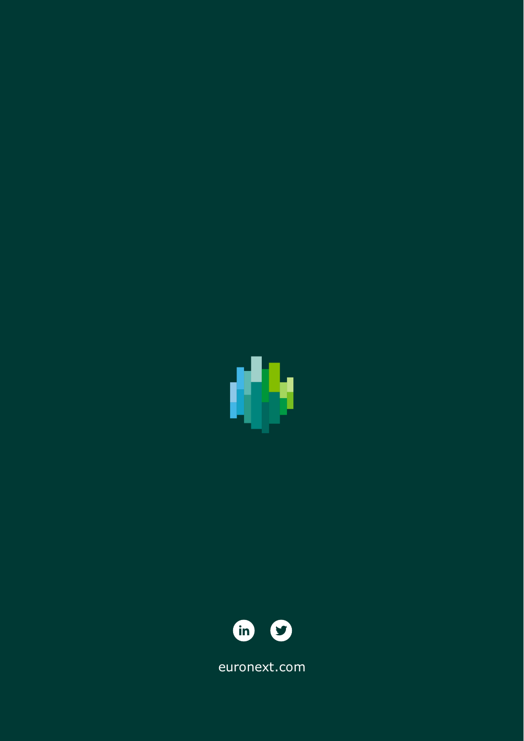euronext.com